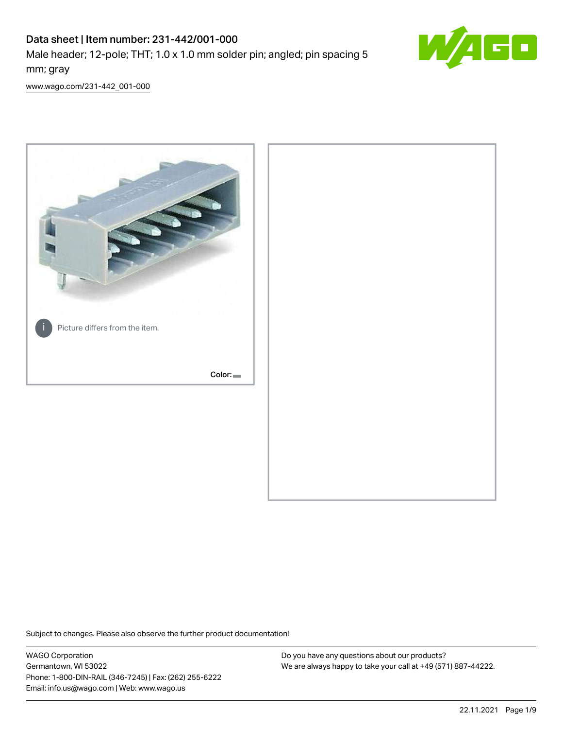# Data sheet | Item number: 231-442/001-000

Male header; 12-pole; THT; 1.0 x 1.0 mm solder pin; angled; pin spacing 5 mm; gray

www.wago.com/231-442_001-000

Picture differs from the item.

Color:

Subject to changes. Please also observe the further product documentation!

WAGO Corporation
Germantown, WI 53022
Phone: 1-800-DIN-RAIL (346-7245) | Fax: (262) 255-6222
Email: info.us@wago.com | Web: www.wago.us

Do you have any questions about our products?
We are always happy to take your call at +49 (571) 887-44222.

22.11.2021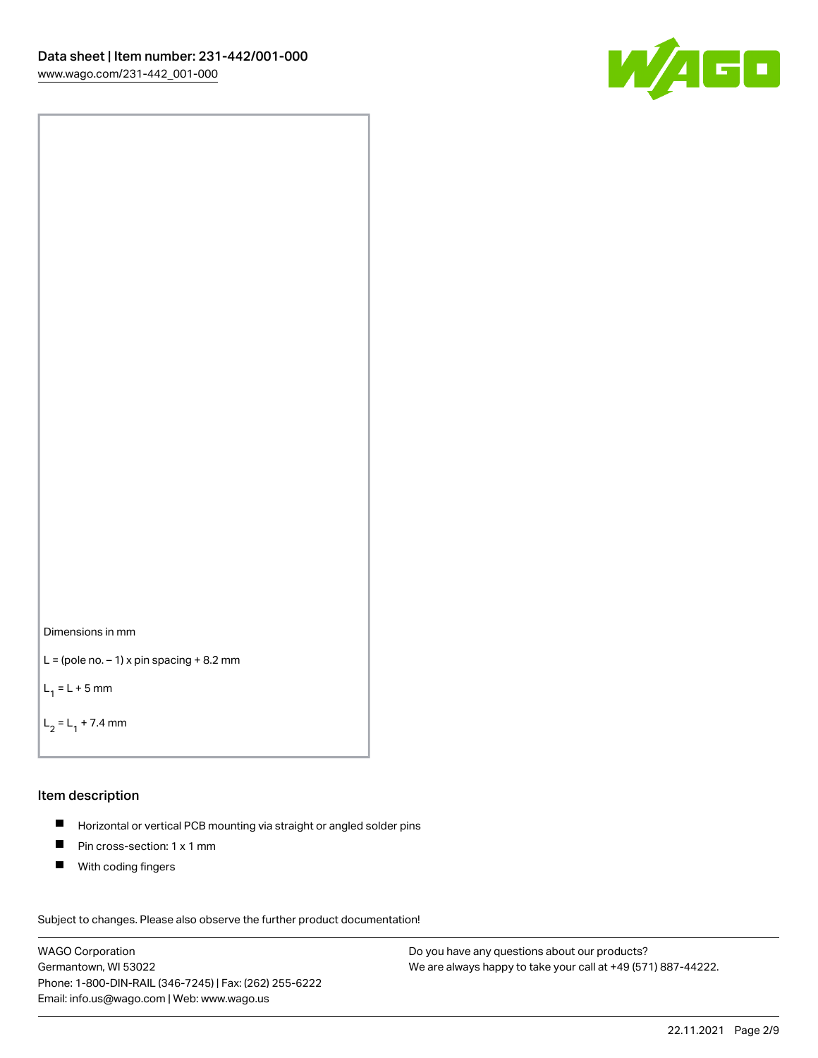Dimensions in mm

L = (pole no. − 1) x pin spacing + 8.2 mm

$L_1$ = L + 5 mm

$L_2$ = $L_1$ + 7.4 mm

## Item description

- Horizontal or vertical PCB mounting via straight or angled solder pins
- Pin cross-section: 1 x 1 mm
- With coding fingers

Subject to changes. Please also observe the further product documentation!

WAGO Corporation
Germantown, WI 53022
Phone: 1-800-DIN-RAIL (346-7245) | Fax: (262) 255-6222
Email: info.us@wago.com | Web: www.wago.us

Do you have any questions about our products?
We are always happy to take your call at +49 (571) 887-44222.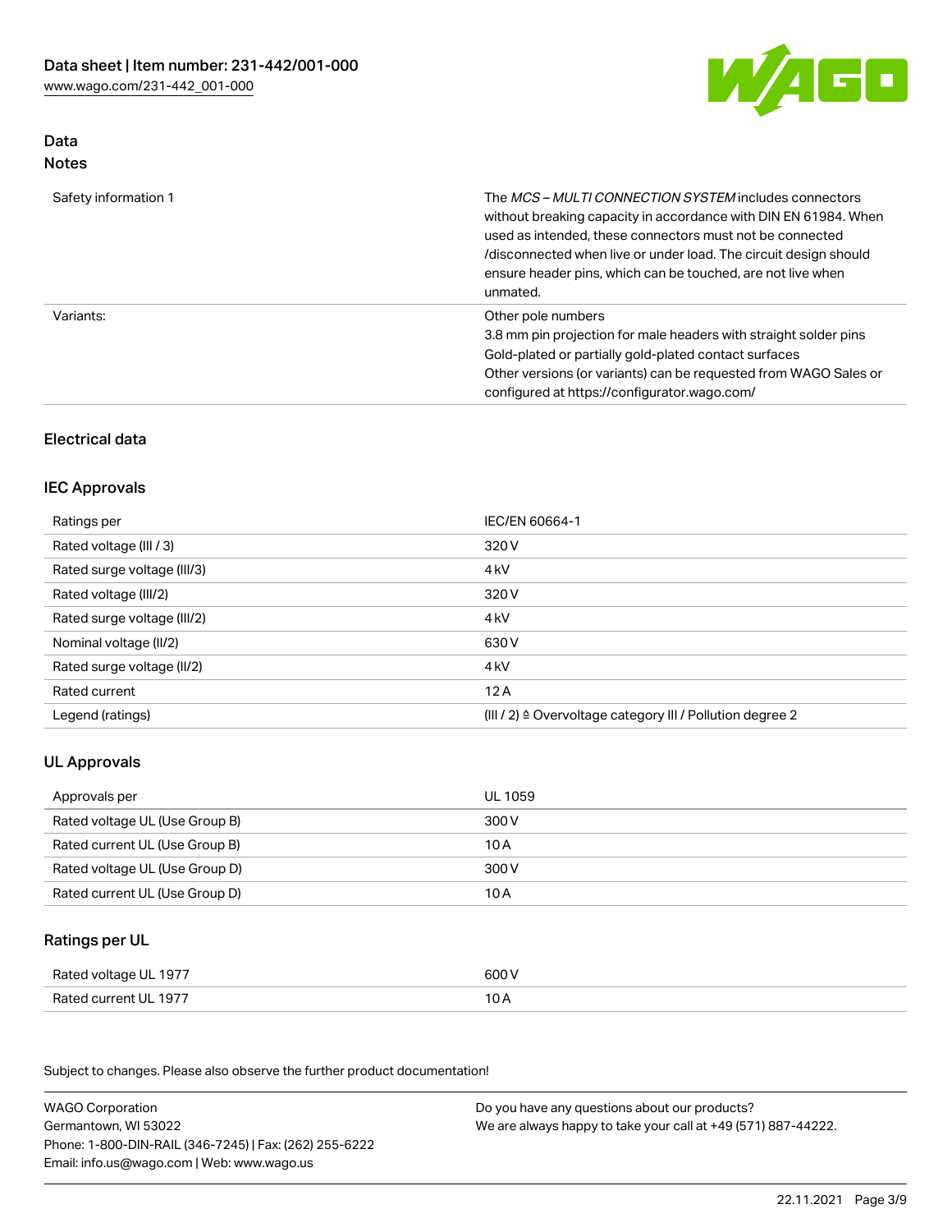## Data

### Notes

| | |
|---|---|
| Safety information 1 | The *MCS – MULTI CONNECTION SYSTEM* includes connectors without breaking capacity in accordance with DIN EN 61984. When used as intended, these connectors must not be connected /disconnected when live or under load. The circuit design should ensure header pins, which can be touched, are not live when unmated. |
| Variants: | Other pole numbers<br>3.8 mm pin projection for male headers with straight solder pins<br>Gold-plated or partially gold-plated contact surfaces<br>Other versions (or variants) can be requested from WAGO Sales or configured at https://configurator.wago.com/ |

## Electrical data

### IEC Approvals

| | |
|---|---|
| Ratings per | IEC/EN 60664-1 |
| Rated voltage (III / 3) | 320 V |
| Rated surge voltage (III/3) | 4 kV |
| Rated voltage (III/2) | 320 V |
| Rated surge voltage (III/2) | 4 kV |
| Nominal voltage (II/2) | 630 V |
| Rated surge voltage (II/2) | 4 kV |
| Rated current | 12 A |
| Legend (ratings) | (III / 2) ≙ Overvoltage category III / Pollution degree 2 |

### UL Approvals

| | |
|---|---|
| Approvals per | UL 1059 |
| Rated voltage UL (Use Group B) | 300 V |
| Rated current UL (Use Group B) | 10 A |
| Rated voltage UL (Use Group D) | 300 V |
| Rated current UL (Use Group D) | 10 A |

### Ratings per UL

| | |
|---|---|
| Rated voltage UL 1977 | 600 V |
| Rated current UL 1977 | 10 A |

Subject to changes. Please also observe the further product documentation!

WAGO Corporation
Germantown, WI 53022
Phone: 1-800-DIN-RAIL (346-7245) | Fax: (262) 255-6222
Email: info.us@wago.com | Web: www.wago.us

Do you have any questions about our products?
We are always happy to take your call at +49 (571) 887-44222.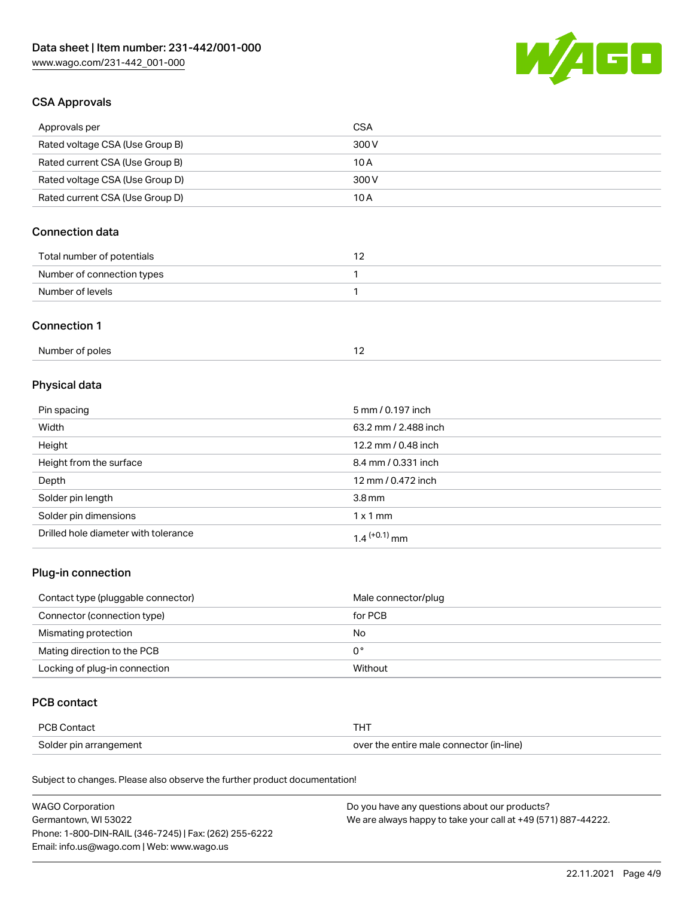## CSA Approvals

| Approvals per | CSA |
|---|---|
| Rated voltage CSA (Use Group B) | 300 V |
| Rated current CSA (Use Group B) | 10 A |
| Rated voltage CSA (Use Group D) | 300 V |
| Rated current CSA (Use Group D) | 10 A |

## Connection data

| Total number of potentials | 12 |
|---|---|
| Number of connection types | 1 |
| Number of levels | 1 |

## Connection 1

| Number of poles | 12 |
|---|---|

## Physical data

| Pin spacing | 5 mm / 0.197 inch |
|---|---|
| Width | 63.2 mm / 2.488 inch |
| Height | 12.2 mm / 0.48 inch |
| Height from the surface | 8.4 mm / 0.331 inch |
| Depth | 12 mm / 0.472 inch |
| Solder pin length | 3.8 mm |
| Solder pin dimensions | 1 x 1 mm |
| Drilled hole diameter with tolerance | $1.4^{(+0.1)}$ mm |

## Plug-in connection

| Contact type (pluggable connector) | Male connector/plug |
|---|---|
| Connector (connection type) | for PCB |
| Mismating protection | No |
| Mating direction to the PCB | 0 ° |
| Locking of plug-in connection | Without |

## PCB contact

| PCB Contact | THT |
|---|---|
| Solder pin arrangement | over the entire male connector (in-line) |

Subject to changes. Please also observe the further product documentation!

WAGO Corporation
Germantown, WI 53022
Phone: 1-800-DIN-RAIL (346-7245) | Fax: (262) 255-6222
Email: info.us@wago.com | Web: www.wago.us

Do you have any questions about our products?
We are always happy to take your call at +49 (571) 887-44222.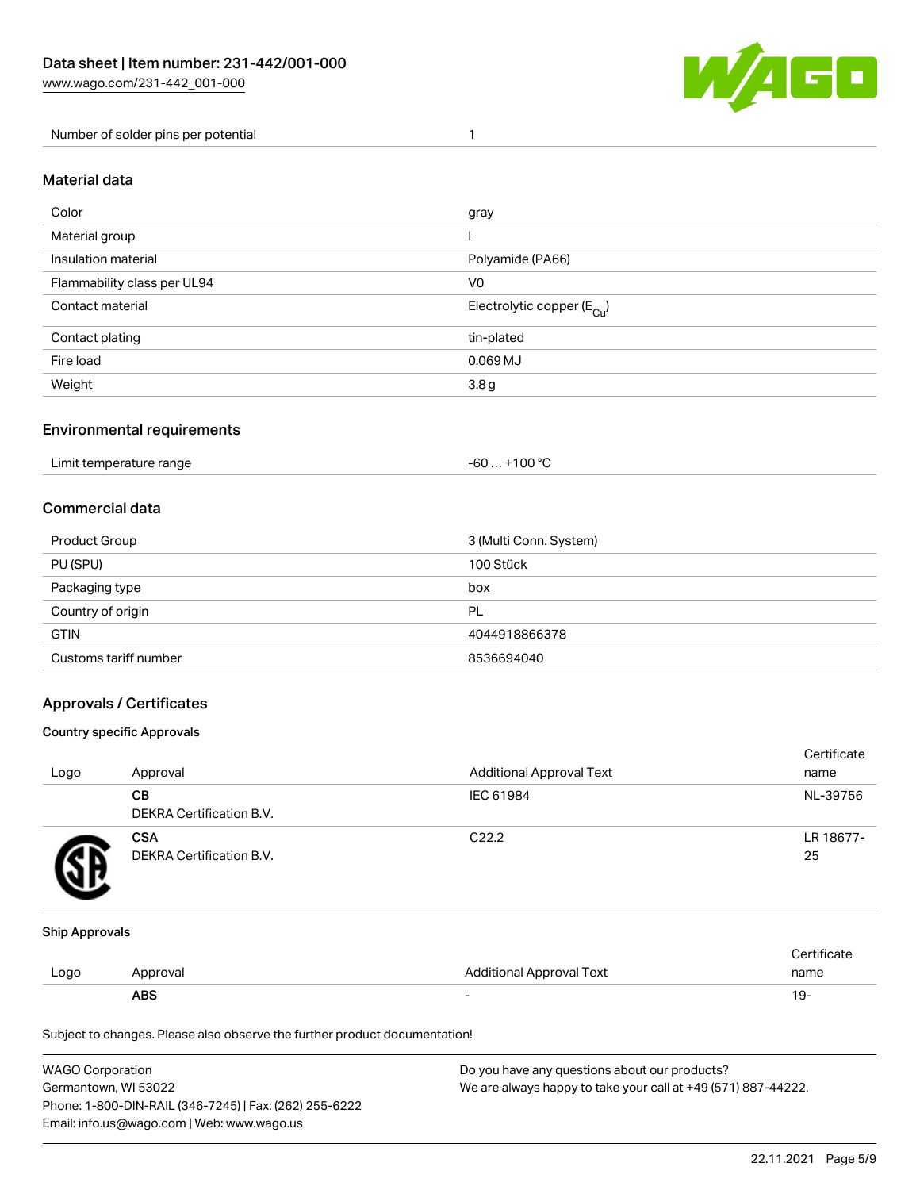| | |
|---|---|
| Number of solder pins per potential | 1 |

## Material data

| | |
|---|---|
| Color | gray |
| Material group | I |
| Insulation material | Polyamide (PA66) |
| Flammability class per UL94 | V0 |
| Contact material | Electrolytic copper ($E_{Cu}$) |
| Contact plating | tin-plated |
| Fire load | 0.069 MJ |
| Weight | 3.8 g |

## Environmental requirements

| | |
|---|---|
| Limit temperature range | -60 … +100 °C |

## Commercial data

| | |
|---|---|
| Product Group | 3 (Multi Conn. System) |
| PU (SPU) | 100 Stück |
| Packaging type | box |
| Country of origin | PL |
| GTIN | 4044918866378 |
| Customs tariff number | 8536694040 |

## Approvals / Certificates

### Country specific Approvals

| Logo | Approval | Additional Approval Text | Certificate name |
|---|---|---|---|
| | **CB** DEKRA Certification B.V. | IEC 61984 | NL-39756 |
| | **CSA** DEKRA Certification B.V. | C22.2 | LR 18677-25 |

### Ship Approvals

| Logo | Approval | Additional Approval Text | Certificate name |
|---|---|---|---|
| | **ABS** | - | 19- |

Subject to changes. Please also observe the further product documentation!

WAGO Corporation
Germantown, WI 53022
Phone: 1-800-DIN-RAIL (346-7245) | Fax: (262) 255-6222
Email: info.us@wago.com | Web: www.wago.us

Do you have any questions about our products?
We are always happy to take your call at +49 (571) 887-44222.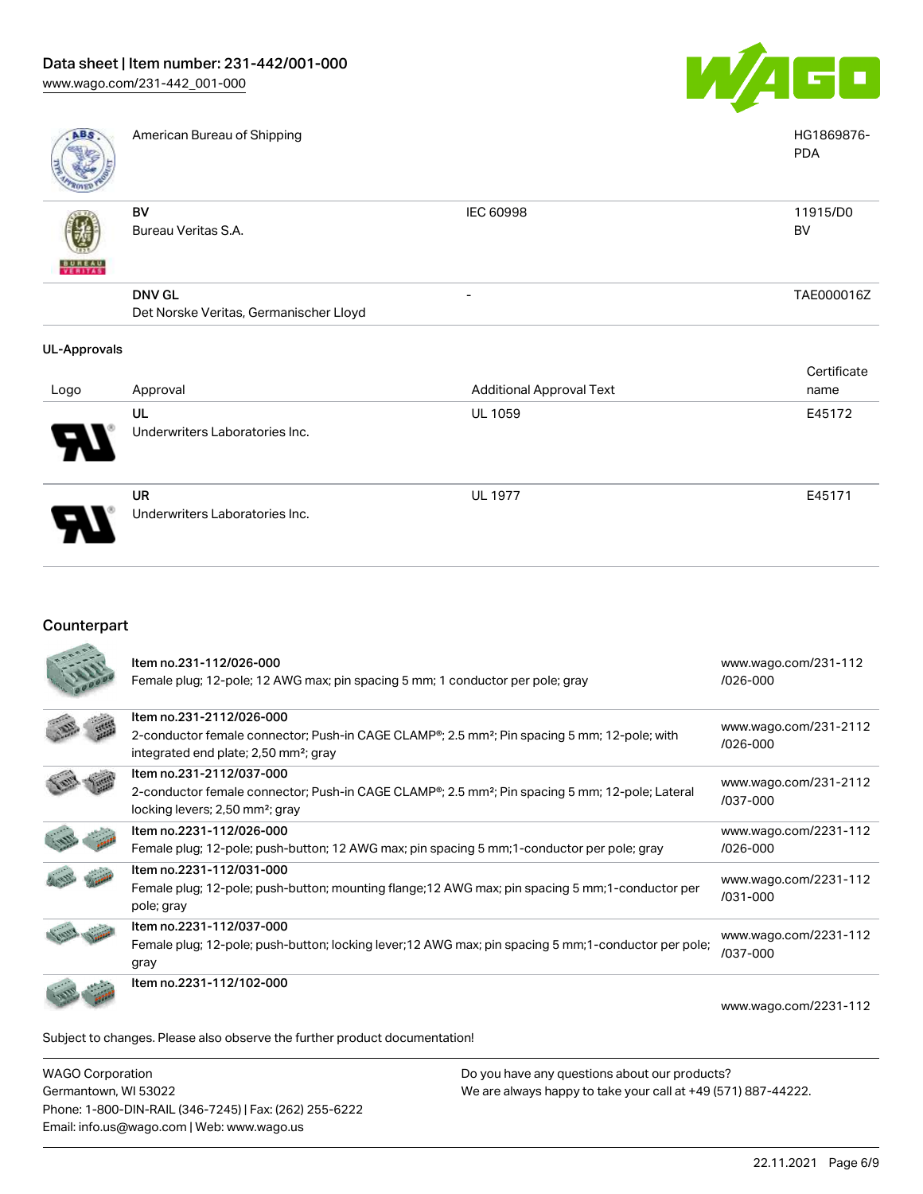| | Approval | Additional Approval Text | Certificate name |
|---|---|---|---|
| | American Bureau of Shipping | | HG1869876-PDA |
| | **BV** Bureau Veritas S.A. | IEC 60998 | 11915/D0 BV |
| | **DNV GL** Det Norske Veritas, Germanischer Lloyd | - | TAE000016Z |

## UL-Approvals

| Logo | Approval | Additional Approval Text | Certificate name |
|---|---|---|---|
| | **UL** Underwriters Laboratories Inc. | UL 1059 | E45172 |
| | **UR** Underwriters Laboratories Inc. | UL 1977 | E45171 |

## Counterpart

| | | |
|---|---|---|
| | **Item no.231-112/026-000** Female plug; 12-pole; 12 AWG max; pin spacing 5 mm; 1 conductor per pole; gray | www.wago.com/231-112/026-000 |
| | **Item no.231-2112/026-000** 2-conductor female connector; Push-in CAGE CLAMP®; 2.5 mm²; Pin spacing 5 mm; 12-pole; with integrated end plate; 2,50 mm²; gray | www.wago.com/231-2112/026-000 |
| | **Item no.231-2112/037-000** 2-conductor female connector; Push-in CAGE CLAMP®; 2.5 mm²; Pin spacing 5 mm; 12-pole; Lateral locking levers; 2,50 mm²; gray | www.wago.com/231-2112/037-000 |
| | **Item no.2231-112/026-000** Female plug; 12-pole; push-button; 12 AWG max; pin spacing 5 mm;1-conductor per pole; gray | www.wago.com/2231-112/026-000 |
| | **Item no.2231-112/031-000** Female plug; 12-pole; push-button; mounting flange;12 AWG max; pin spacing 5 mm;1-conductor per pole; gray | www.wago.com/2231-112/031-000 |
| | **Item no.2231-112/037-000** Female plug; 12-pole; push-button; locking lever;12 AWG max; pin spacing 5 mm;1-conductor per pole; gray | www.wago.com/2231-112/037-000 |
| | **Item no.2231-112/102-000** | www.wago.com/2231-112 |

Subject to changes. Please also observe the further product documentation!

WAGO Corporation
Germantown, WI 53022
Phone: 1-800-DIN-RAIL (346-7245) | Fax: (262) 255-6222
Email: info.us@wago.com | Web: www.wago.us

Do you have any questions about our products?
We are always happy to take your call at +49 (571) 887-44222.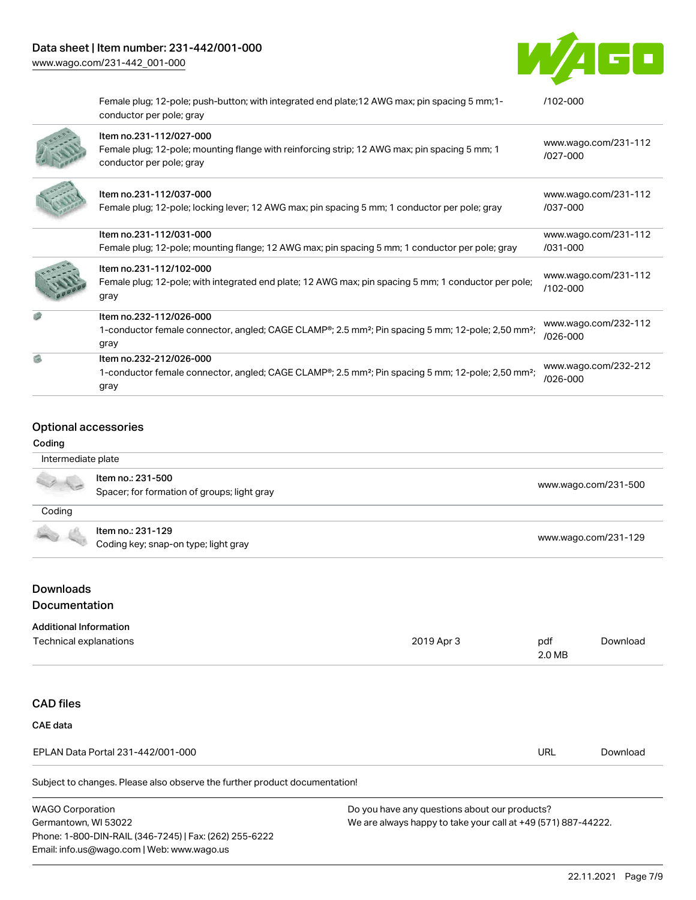| | | |
|---|---|---|
| | Female plug; 12-pole; push-button; with integrated end plate;12 AWG max; pin spacing 5 mm;1-conductor per pole; gray | /102-000 |
| | Item no.231-112/027-000<br>Female plug; 12-pole; mounting flange with reinforcing strip; 12 AWG max; pin spacing 5 mm; 1 conductor per pole; gray | www.wago.com/231-112/027-000 |
| | Item no.231-112/037-000<br>Female plug; 12-pole; locking lever; 12 AWG max; pin spacing 5 mm; 1 conductor per pole; gray | www.wago.com/231-112/037-000 |
| | Item no.231-112/031-000<br>Female plug; 12-pole; mounting flange; 12 AWG max; pin spacing 5 mm; 1 conductor per pole; gray | www.wago.com/231-112/031-000 |
| | Item no.231-112/102-000<br>Female plug; 12-pole; with integrated end plate; 12 AWG max; pin spacing 5 mm; 1 conductor per pole; gray | www.wago.com/231-112/102-000 |
| | Item no.232-112/026-000<br>1-conductor female connector, angled; CAGE CLAMP®; 2.5 mm²; Pin spacing 5 mm; 12-pole; 2,50 mm²; gray | www.wago.com/232-112/026-000 |
| | Item no.232-212/026-000<br>1-conductor female connector, angled; CAGE CLAMP®; 2.5 mm²; Pin spacing 5 mm; 12-pole; 2,50 mm²; gray | www.wago.com/232-212/026-000 |

## Optional accessories

### Coding

| | | |
|---|---|---|
| Intermediate plate | | |
| | Item no.: 231-500<br>Spacer; for formation of groups; light gray | www.wago.com/231-500 |
| Coding | | |
| | Item no.: 231-129<br>Coding key; snap-on type; light gray | www.wago.com/231-129 |

## Downloads

## Documentation

### Additional Information

| | | | |
|---|---|---|---|
| Technical explanations | 2019 Apr 3 | pdf<br>2.0 MB | Download |

## CAD files

### CAE data

| | | |
|---|---|---|
| EPLAN Data Portal 231-442/001-000 | URL | Download |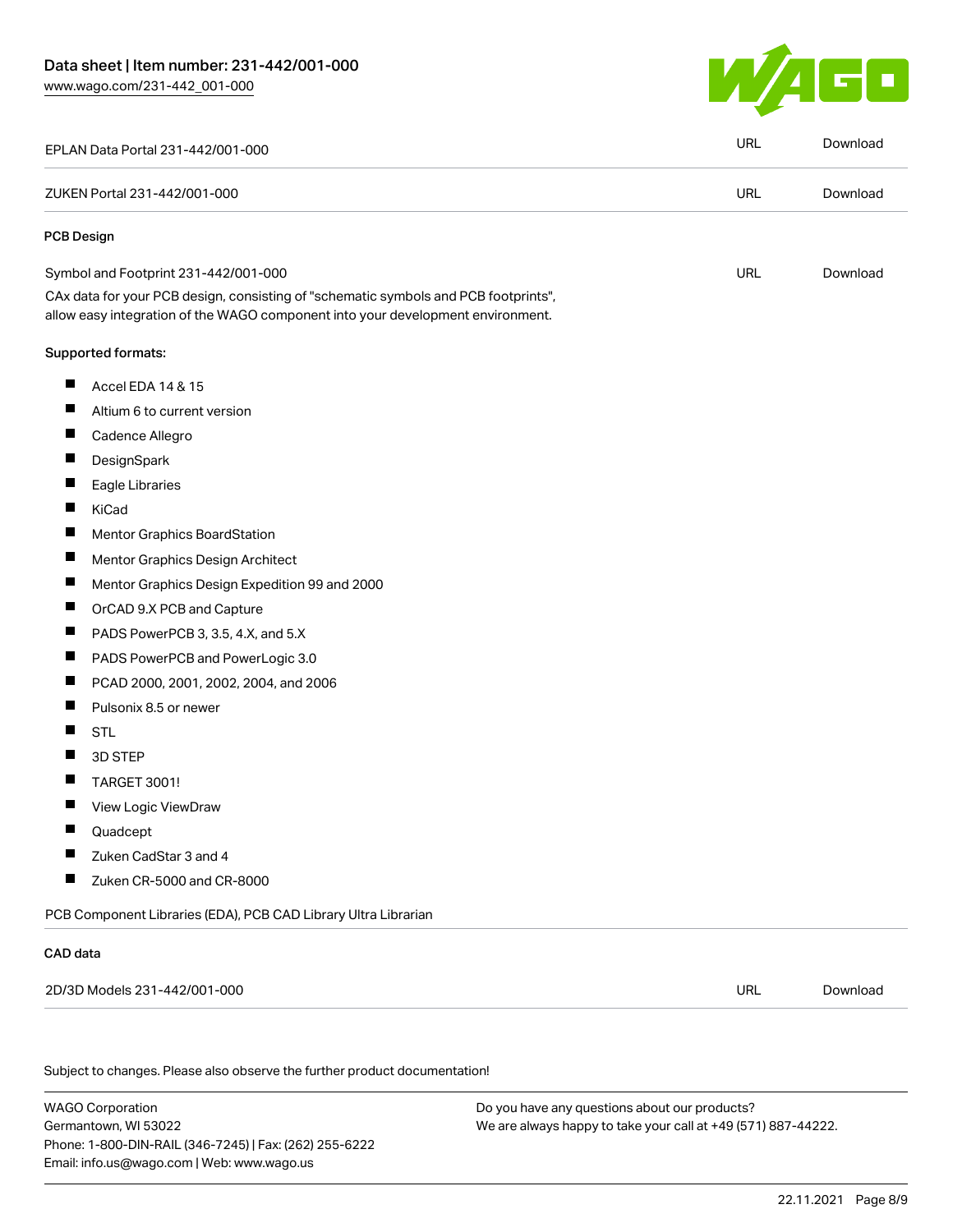| EPLAN Data Portal 231-442/001-000 | URL | Download |
| --- | --- | --- |
| ZUKEN Portal 231-442/001-000 | URL | Download |

**PCB Design**

| Symbol and Footprint 231-442/001-000 | URL | Download |
| --- | --- | --- |

CAx data for your PCB design, consisting of "schematic symbols and PCB footprints", allow easy integration of the WAGO component into your development environment.

Supported formats:

- Accel EDA 14 & 15
- Altium 6 to current version
- Cadence Allegro
- DesignSpark
- Eagle Libraries
- KiCad
- Mentor Graphics BoardStation
- Mentor Graphics Design Architect
- Mentor Graphics Design Expedition 99 and 2000
- OrCAD 9.X PCB and Capture
- PADS PowerPCB 3, 3.5, 4.X, and 5.X
- PADS PowerPCB and PowerLogic 3.0
- PCAD 2000, 2001, 2002, 2004, and 2006
- Pulsonix 8.5 or newer
- STL
- 3D STEP
- TARGET 3001!
- View Logic ViewDraw
- Quadcept
- Zuken CadStar 3 and 4
- Zuken CR-5000 and CR-8000

PCB Component Libraries (EDA), PCB CAD Library Ultra Librarian

**CAD data**

| 2D/3D Models 231-442/001-000 | URL | Download |
| --- | --- | --- |

Subject to changes. Please also observe the further product documentation!

WAGO Corporation
Germantown, WI 53022
Phone: 1-800-DIN-RAIL (346-7245) | Fax: (262) 255-6222
Email: info.us@wago.com | Web: www.wago.us

Do you have any questions about our products?
We are always happy to take your call at +49 (571) 887-44222.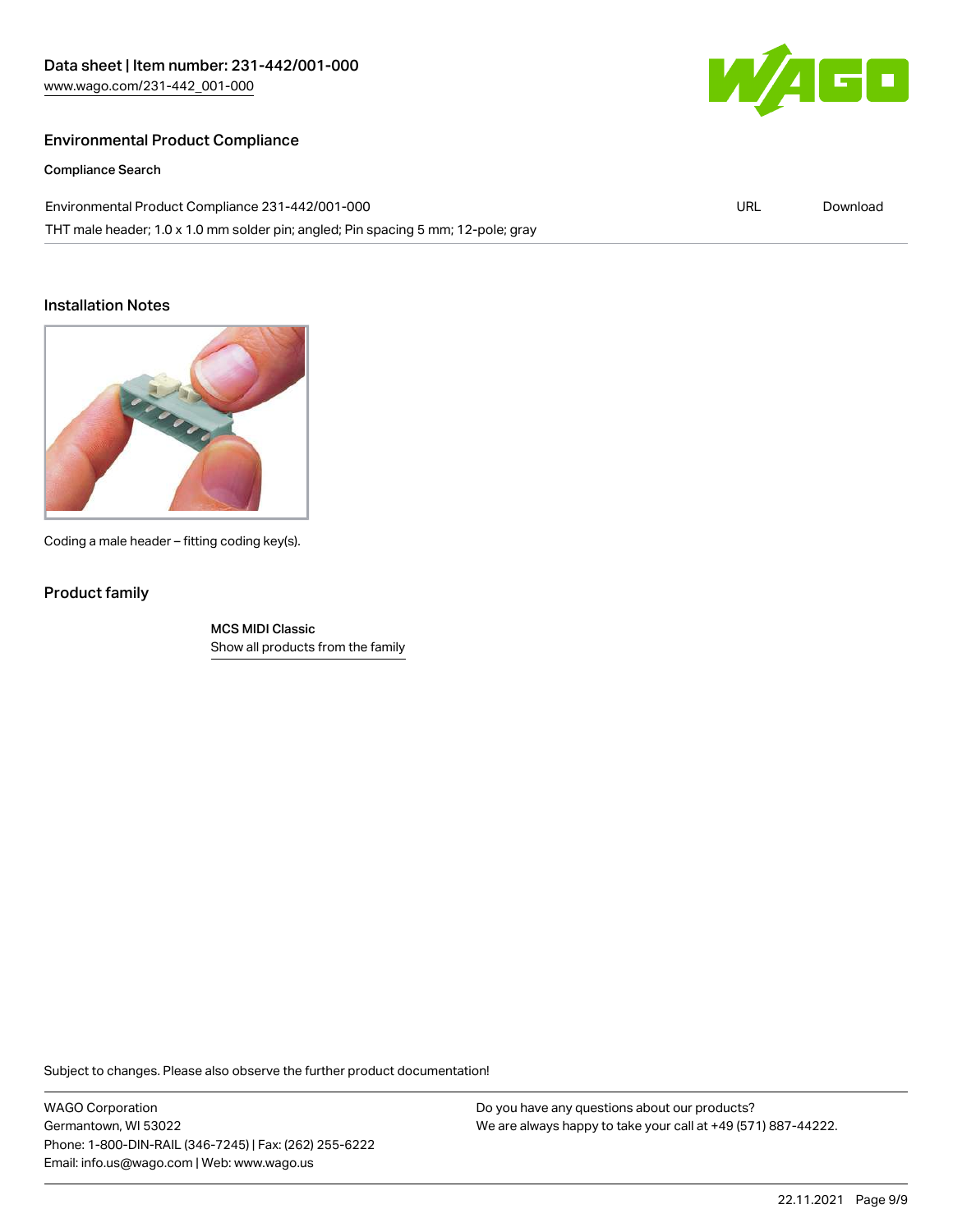## Environmental Product Compliance

### Compliance Search

| | | |
|---|---|---|
| Environmental Product Compliance 231-442/001-000<br>THT male header; 1.0 x 1.0 mm solder pin; angled; Pin spacing 5 mm; 12-pole; gray | URL | Download |

## Installation Notes

Coding a male header – fitting coding key(s).

## Product family

**MCS MIDI Classic**
Show all products from the family

Subject to changes. Please also observe the further product documentation!

WAGO Corporation
Germantown, WI 53022
Phone: 1-800-DIN-RAIL (346-7245) | Fax: (262) 255-6222
Email: info.us@wago.com | Web: www.wago.us

Do you have any questions about our products?
We are always happy to take your call at +49 (571) 887-44222.